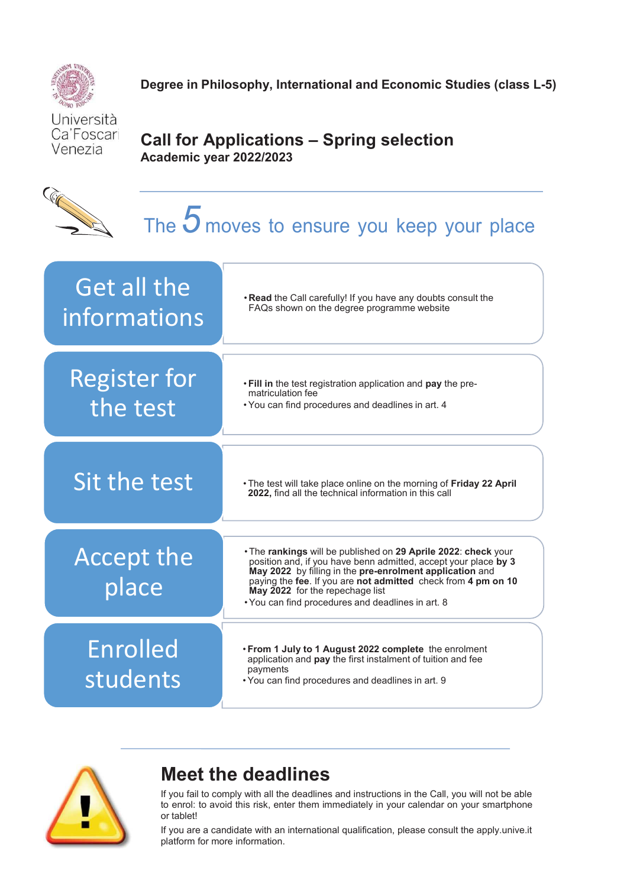Università Ca'Foscari Venezia

**Degree in Philosophy, International and Economic Studies (class L-5)**

# Call for Applications – Spring selection

**Academic year 2022/2023**

## The 5 moves to ensure you keep your place

### Get all the informations

- **Read** the Call carefully! If you have any doubts consult the FAQs shown on the degree programme website

### Register for the test

- **Fill in** the test registration application and **pay** the pre-matriculation fee
- You can find procedures and deadlines in art. 4

### Sit the test

- The test will take place online on the morning of **Friday 22 April 2022,** find all the technical information in this call

### Accept the place

- The **rankings** will be published on **29 Aprile 2022**: **check** your position and, if you have benn admitted, accept your place **by 3 May 2022** by filling in the **pre-enrolment application** and paying the **fee**. If you are **not admitted** check from **4 pm on 10 May 2022** for the repechage list
- You can find procedures and deadlines in art. 8

### Enrolled students

- **From 1 July to 1 August 2022 complete** the enrolment application and **pay** the first instalment of tuition and fee payments
- You can find procedures and deadlines in art. 9

## Meet the deadlines

If you fail to comply with all the deadlines and instructions in the Call, you will not be able to enrol: to avoid this risk, enter them immediately in your calendar on your smartphone or tablet!

If you are a candidate with an international qualification, please consult the apply.unive.it platform for more information.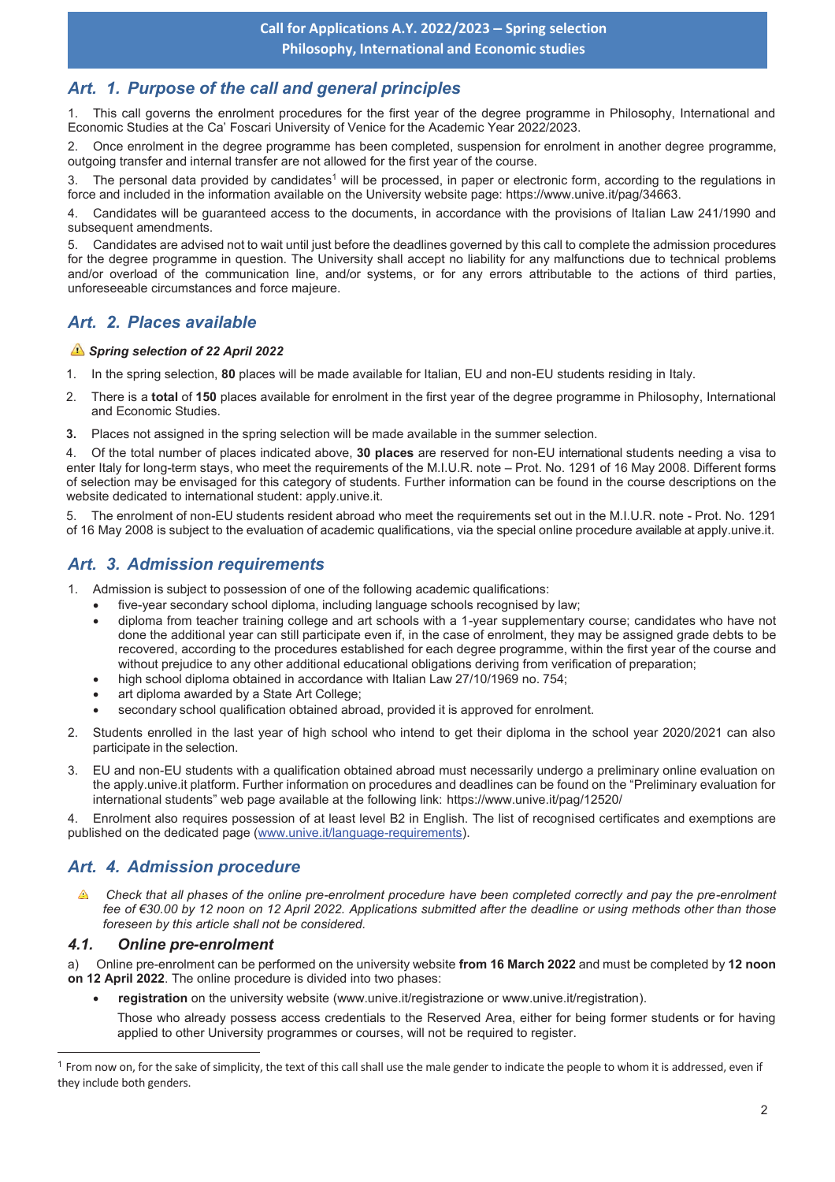**Call for Applications A.Y. 2022/2023 – Spring selection**
**Philosophy, International and Economic studies**

## *Art. 1. Purpose of the call and general principles*

1. This call governs the enrolment procedures for the first year of the degree programme in Philosophy, International and Economic Studies at the Ca' Foscari University of Venice for the Academic Year 2022/2023.

2. Once enrolment in the degree programme has been completed, suspension for enrolment in another degree programme, outgoing transfer and internal transfer are not allowed for the first year of the course.

3. The personal data provided by candidates[1] will be processed, in paper or electronic form, according to the regulations in force and included in the information available on the University website page: https://www.unive.it/pag/34663.

4. Candidates will be guaranteed access to the documents, in accordance with the provisions of Italian Law 241/1990 and subsequent amendments.

5. Candidates are advised not to wait until just before the deadlines governed by this call to complete the admission procedures for the degree programme in question. The University shall accept no liability for any malfunctions due to technical problems and/or overload of the communication line, and/or systems, or for any errors attributable to the actions of third parties, unforeseeable circumstances and force majeure.

## *Art. 2. Places available*

⚠ ***Spring selection of 22 April 2022***

1. In the spring selection, **80** places will be made available for Italian, EU and non-EU students residing in Italy.
2. There is a **total** of **150** places available for enrolment in the first year of the degree programme in Philosophy, International and Economic Studies.
3. Places not assigned in the spring selection will be made available in the summer selection.

4. Of the total number of places indicated above, **30 places** are reserved for non-EU international students needing a visa to enter Italy for long-term stays, who meet the requirements of the M.I.U.R. note – Prot. No. 1291 of 16 May 2008. Different forms of selection may be envisaged for this category of students. Further information can be found in the course descriptions on the website dedicated to international student: apply.unive.it.

5. The enrolment of non-EU students resident abroad who meet the requirements set out in the M.I.U.R. note - Prot. No. 1291 of 16 May 2008 is subject to the evaluation of academic qualifications, via the special online procedure available at apply.unive.it.

## *Art. 3. Admission requirements*

1. Admission is subject to possession of one of the following academic qualifications:
   - five-year secondary school diploma, including language schools recognised by law;
   - diploma from teacher training college and art schools with a 1-year supplementary course; candidates who have not done the additional year can still participate even if, in the case of enrolment, they may be assigned grade debts to be recovered, according to the procedures established for each degree programme, within the first year of the course and without prejudice to any other additional educational obligations deriving from verification of preparation;
   - high school diploma obtained in accordance with Italian Law 27/10/1969 no. 754;
   - art diploma awarded by a State Art College;
   - secondary school qualification obtained abroad, provided it is approved for enrolment.
2. Students enrolled in the last year of high school who intend to get their diploma in the school year 2020/2021 can also participate in the selection.
3. EU and non-EU students with a qualification obtained abroad must necessarily undergo a preliminary online evaluation on the apply.unive.it platform. Further information on procedures and deadlines can be found on the "Preliminary evaluation for international students" web page available at the following link: https://www.unive.it/pag/12520/

4. Enrolment also requires possession of at least level B2 in English. The list of recognised certificates and exemptions are published on the dedicated page (www.unive.it/language-requirements).

## *Art. 4. Admission procedure*

⚠ *Check that all phases of the online pre-enrolment procedure have been completed correctly and pay the pre-enrolment fee of €30.00 by 12 noon on 12 April 2022. Applications submitted after the deadline or using methods other than those foreseen by this article shall not be considered.*

### *4.1. Online pre-enrolment*

a) Online pre-enrolment can be performed on the university website **from 16 March 2022** and must be completed by **12 noon on 12 April 2022**. The online procedure is divided into two phases:

- **registration** on the university website (www.unive.it/registrazione or www.unive.it/registration).

  Those who already possess access credentials to the Reserved Area, either for being former students or for having applied to other University programmes or courses, will not be required to register.

---

[1] From now on, for the sake of simplicity, the text of this call shall use the male gender to indicate the people to whom it is addressed, even if they include both genders.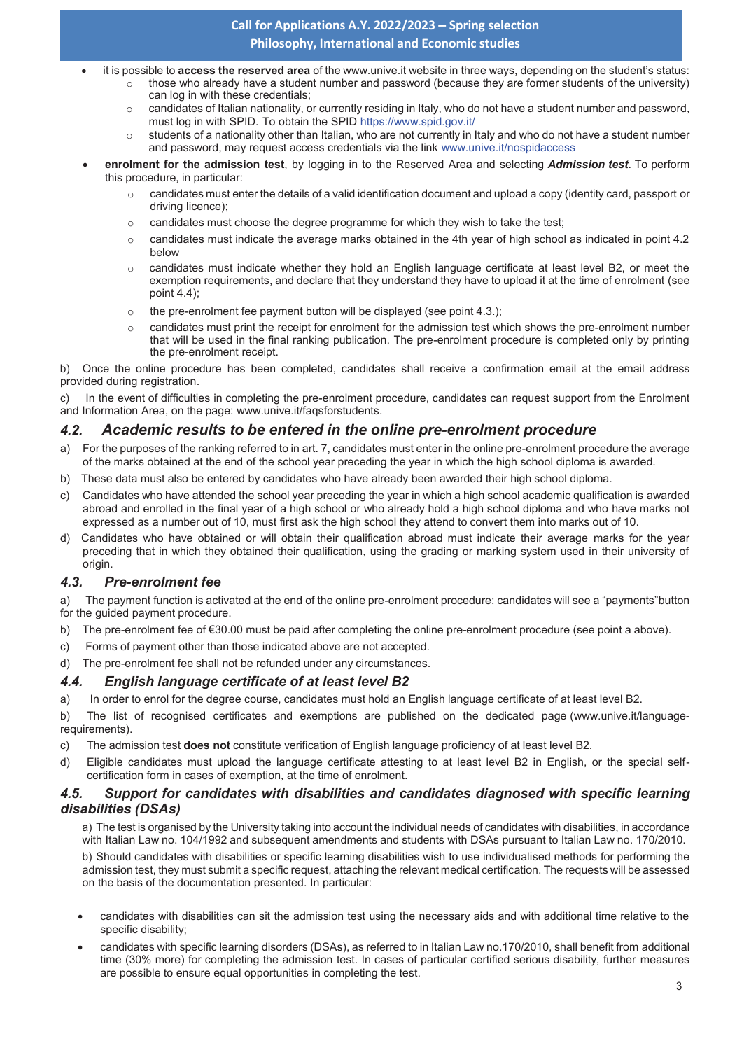- it is possible to **access the reserved area** of the www.unive.it website in three ways, depending on the student's status:
  - those who already have a student number and password (because they are former students of the university) can log in with these credentials;
  - candidates of Italian nationality, or currently residing in Italy, who do not have a student number and password, must log in with SPID. To obtain the SPID https://www.spid.gov.it/
  - students of a nationality other than Italian, who are not currently in Italy and who do not have a student number and password, may request access credentials via the link www.unive.it/nospidaccess
- **enrolment for the admission test**, by logging in to the Reserved Area and selecting ***Admission test***. To perform this procedure, in particular:
  - candidates must enter the details of a valid identification document and upload a copy (identity card, passport or driving licence);
  - candidates must choose the degree programme for which they wish to take the test;
  - candidates must indicate the average marks obtained in the 4th year of high school as indicated in point 4.2 below
  - candidates must indicate whether they hold an English language certificate at least level B2, or meet the exemption requirements, and declare that they understand they have to upload it at the time of enrolment (see point 4.4);
  - the pre-enrolment fee payment button will be displayed (see point 4.3.);
  - candidates must print the receipt for enrolment for the admission test which shows the pre-enrolment number that will be used in the final ranking publication. The pre-enrolment procedure is completed only by printing the pre-enrolment receipt.

b) Once the online procedure has been completed, candidates shall receive a confirmation email at the email address provided during registration.

c) In the event of difficulties in completing the pre-enrolment procedure, candidates can request support from the Enrolment and Information Area, on the page: www.unive.it/faqsforstudents.

## *4.2. Academic results to be entered in the online pre-enrolment procedure*

a) For the purposes of the ranking referred to in art. 7, candidates must enter in the online pre-enrolment procedure the average of the marks obtained at the end of the school year preceding the year in which the high school diploma is awarded.

b) These data must also be entered by candidates who have already been awarded their high school diploma.

c) Candidates who have attended the school year preceding the year in which a high school academic qualification is awarded abroad and enrolled in the final year of a high school or who already hold a high school diploma and who have marks not expressed as a number out of 10, must first ask the high school they attend to convert them into marks out of 10.

d) Candidates who have obtained or will obtain their qualification abroad must indicate their average marks for the year preceding that in which they obtained their qualification, using the grading or marking system used in their university of origin.

## *4.3. Pre-enrolment fee*

a) The payment function is activated at the end of the online pre-enrolment procedure: candidates will see a "payments"button for the guided payment procedure.

b) The pre-enrolment fee of €30.00 must be paid after completing the online pre-enrolment procedure (see point a above).

c) Forms of payment other than those indicated above are not accepted.

d) The pre-enrolment fee shall not be refunded under any circumstances.

## *4.4. English language certificate of at least level B2*

a) In order to enrol for the degree course, candidates must hold an English language certificate of at least level B2.

b) The list of recognised certificates and exemptions are published on the dedicated page (www.unive.it/language-requirements).

c) The admission test **does not** constitute verification of English language proficiency of at least level B2.

d) Eligible candidates must upload the language certificate attesting to at least level B2 in English, or the special self-certification form in cases of exemption, at the time of enrolment.

## *4.5. Support for candidates with disabilities and candidates diagnosed with specific learning disabilities (DSAs)*

a) The test is organised by the University taking into account the individual needs of candidates with disabilities, in accordance with Italian Law no. 104/1992 and subsequent amendments and students with DSAs pursuant to Italian Law no. 170/2010.

b) Should candidates with disabilities or specific learning disabilities wish to use individualised methods for performing the admission test, they must submit a specific request, attaching the relevant medical certification. The requests will be assessed on the basis of the documentation presented. In particular:

- candidates with disabilities can sit the admission test using the necessary aids and with additional time relative to the specific disability;
- candidates with specific learning disorders (DSAs), as referred to in Italian Law no.170/2010, shall benefit from additional time (30% more) for completing the admission test. In cases of particular certified serious disability, further measures are possible to ensure equal opportunities in completing the test.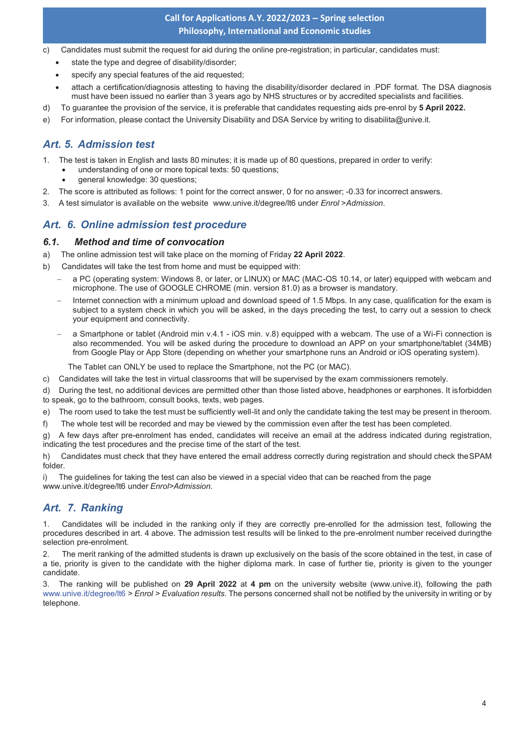c) Candidates must submit the request for aid during the online pre-registration; in particular, candidates must:
   - state the type and degree of disability/disorder;
   - specify any special features of the aid requested;
   - attach a certification/diagnosis attesting to having the disability/disorder declared in .PDF format. The DSA diagnosis must have been issued no earlier than 3 years ago by NHS structures or by accredited specialists and facilities.

d) To guarantee the provision of the service, it is preferable that candidates requesting aids pre-enrol by **5 April 2022.**

e) For information, please contact the University Disability and DSA Service by writing to disabilita@unive.it.

## *Art. 5. Admission test*

1. The test is taken in English and lasts 80 minutes; it is made up of 80 questions, prepared in order to verify:
   - understanding of one or more topical texts: 50 questions;
   - general knowledge: 30 questions;
2. The score is attributed as follows: 1 point for the correct answer, 0 for no answer; -0.33 for incorrect answers.
3. A test simulator is available on the website www.unive.it/degree/lt6 under *Enrol >Admission*.

## *Art. 6. Online admission test procedure*

### *6.1. Method and time of convocation*

a) The online admission test will take place on the morning of Friday **22 April 2022**.

b) Candidates will take the test from home and must be equipped with:
   - a PC (operating system: Windows 8, or later, or LINUX) or MAC (MAC-OS 10.14, or later) equipped with webcam and microphone. The use of GOOGLE CHROME (min. version 81.0) as a browser is mandatory.
   - Internet connection with a minimum upload and download speed of 1.5 Mbps. In any case, qualification for the exam is subject to a system check in which you will be asked, in the days preceding the test, to carry out a session to check your equipment and connectivity.
   - a Smartphone or tablet (Android min v.4.1 - iOS min. v.8) equipped with a webcam. The use of a Wi-Fi connection is also recommended. You will be asked during the procedure to download an APP on your smartphone/tablet (34MB) from Google Play or App Store (depending on whether your smartphone runs an Android or iOS operating system).

   The Tablet can ONLY be used to replace the Smartphone, not the PC (or MAC).

c) Candidates will take the test in virtual classrooms that will be supervised by the exam commissioners remotely.

d) During the test, no additional devices are permitted other than those listed above, headphones or earphones. It isforbidden to speak, go to the bathroom, consult books, texts, web pages.

e) The room used to take the test must be sufficiently well-lit and only the candidate taking the test may be present in theroom.

f) The whole test will be recorded and may be viewed by the commission even after the test has been completed.

g) A few days after pre-enrolment has ended, candidates will receive an email at the address indicated during registration, indicating the test procedures and the precise time of the start of the test.

h) Candidates must check that they have entered the email address correctly during registration and should check theSPAM folder.

i) The guidelines for taking the test can also be viewed in a special video that can be reached from the page www.unive.it/degree/lt6 under *Enrol>Admission.*

## *Art. 7. Ranking*

1. Candidates will be included in the ranking only if they are correctly pre-enrolled for the admission test, following the procedures described in art. 4 above. The admission test results will be linked to the pre-enrolment number received duringthe selection pre-enrolment.
2. The merit ranking of the admitted students is drawn up exclusively on the basis of the score obtained in the test, in case of a tie, priority is given to the candidate with the higher diploma mark. In case of further tie, priority is given to the younger candidate.
3. The ranking will be published on **29 April 2022** at **4 pm** on the university website (www.unive.it), following the path www.unive.it/degree/lt6 > *Enrol* > *Evaluation results*. The persons concerned shall not be notified by the university in writing or by telephone.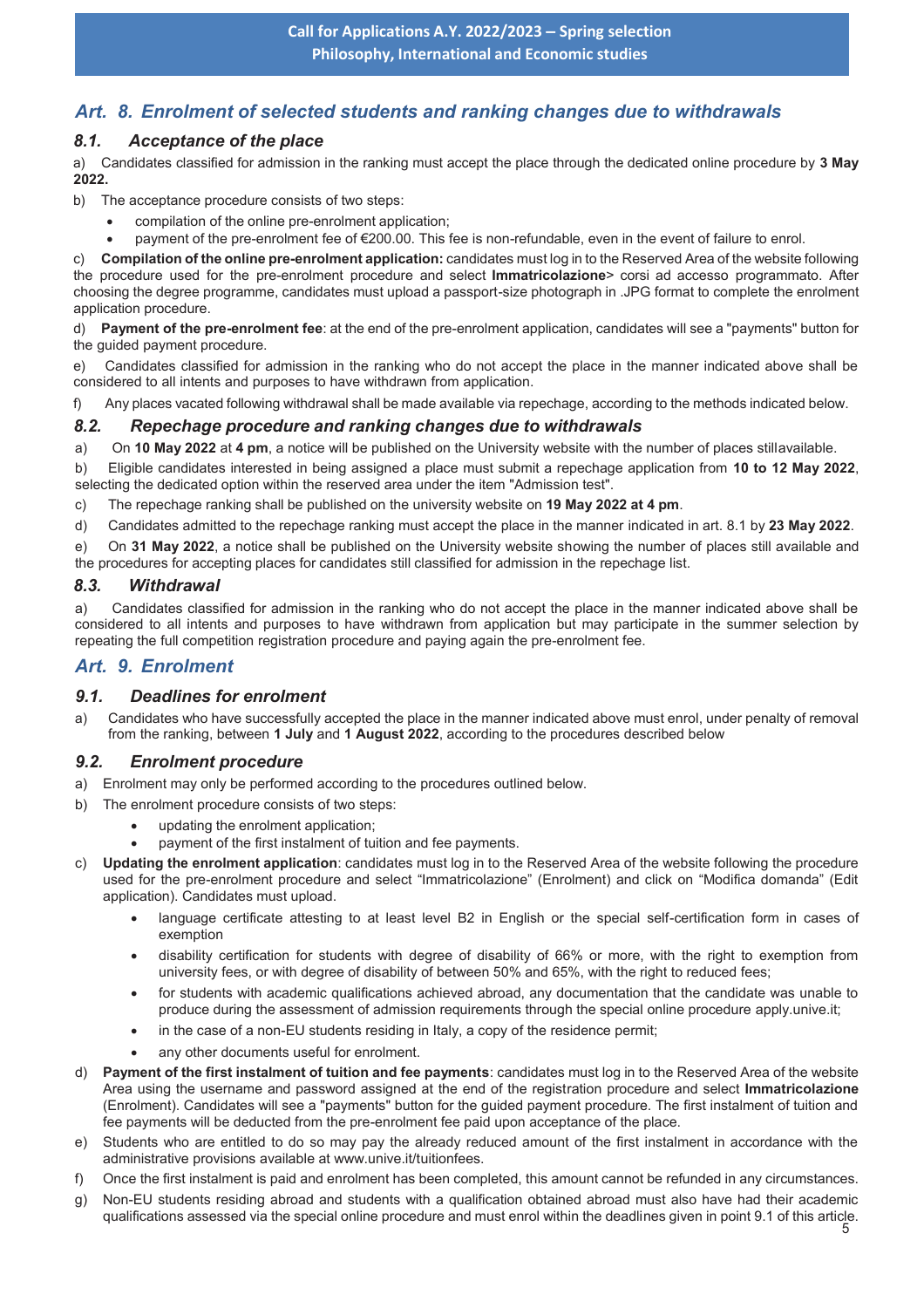## Art. 8. Enrolment of selected students and ranking changes due to withdrawals

### 8.1. Acceptance of the place

a) Candidates classified for admission in the ranking must accept the place through the dedicated online procedure by **3 May 2022.**

b) The acceptance procedure consists of two steps:

- compilation of the online pre-enrolment application;
- payment of the pre-enrolment fee of €200.00. This fee is non-refundable, even in the event of failure to enrol.

c) **Compilation of the online pre-enrolment application:** candidates must log in to the Reserved Area of the website following the procedure used for the pre-enrolment procedure and select **Immatricolazione**> corsi ad accesso programmato. After choosing the degree programme, candidates must upload a passport-size photograph in .JPG format to complete the enrolment application procedure.

d) **Payment of the pre-enrolment fee**: at the end of the pre-enrolment application, candidates will see a "payments" button for the guided payment procedure.

e) Candidates classified for admission in the ranking who do not accept the place in the manner indicated above shall be considered to all intents and purposes to have withdrawn from application.

f) Any places vacated following withdrawal shall be made available via repechage, according to the methods indicated below.

### 8.2. Repechage procedure and ranking changes due to withdrawals

a) On **10 May 2022** at **4 pm**, a notice will be published on the University website with the number of places stillavailable.

b) Eligible candidates interested in being assigned a place must submit a repechage application from **10 to 12 May 2022**, selecting the dedicated option within the reserved area under the item "Admission test".

c) The repechage ranking shall be published on the university website on **19 May 2022 at 4 pm**.

d) Candidates admitted to the repechage ranking must accept the place in the manner indicated in art. 8.1 by **23 May 2022**.

e) On **31 May 2022**, a notice shall be published on the University website showing the number of places still available and the procedures for accepting places for candidates still classified for admission in the repechage list.

### 8.3. Withdrawal

a) Candidates classified for admission in the ranking who do not accept the place in the manner indicated above shall be considered to all intents and purposes to have withdrawn from application but may participate in the summer selection by repeating the full competition registration procedure and paying again the pre-enrolment fee.

## Art. 9. Enrolment

### 9.1. Deadlines for enrolment

a) Candidates who have successfully accepted the place in the manner indicated above must enrol, under penalty of removal from the ranking, between **1 July** and **1 August 2022**, according to the procedures described below

### 9.2. Enrolment procedure

a) Enrolment may only be performed according to the procedures outlined below.

b) The enrolment procedure consists of two steps:

- updating the enrolment application;
- payment of the first instalment of tuition and fee payments.

c) **Updating the enrolment application**: candidates must log in to the Reserved Area of the website following the procedure used for the pre-enrolment procedure and select "Immatricolazione" (Enrolment) and click on "Modifica domanda" (Edit application). Candidates must upload.

- language certificate attesting to at least level B2 in English or the special self-certification form in cases of exemption
- disability certification for students with degree of disability of 66% or more, with the right to exemption from university fees, or with degree of disability of between 50% and 65%, with the right to reduced fees;
- for students with academic qualifications achieved abroad, any documentation that the candidate was unable to produce during the assessment of admission requirements through the special online procedure apply.unive.it;
- in the case of a non-EU students residing in Italy, a copy of the residence permit;
- any other documents useful for enrolment.

d) **Payment of the first instalment of tuition and fee payments**: candidates must log in to the Reserved Area of the website Area using the username and password assigned at the end of the registration procedure and select **Immatricolazione** (Enrolment). Candidates will see a "payments" button for the guided payment procedure. The first instalment of tuition and fee payments will be deducted from the pre-enrolment fee paid upon acceptance of the place.

e) Students who are entitled to do so may pay the already reduced amount of the first instalment in accordance with the administrative provisions available at www.unive.it/tuitionfees.

f) Once the first instalment is paid and enrolment has been completed, this amount cannot be refunded in any circumstances.

g) Non-EU students residing abroad and students with a qualification obtained abroad must also have had their academic qualifications assessed via the special online procedure and must enrol within the deadlines given in point 9.1 of this article.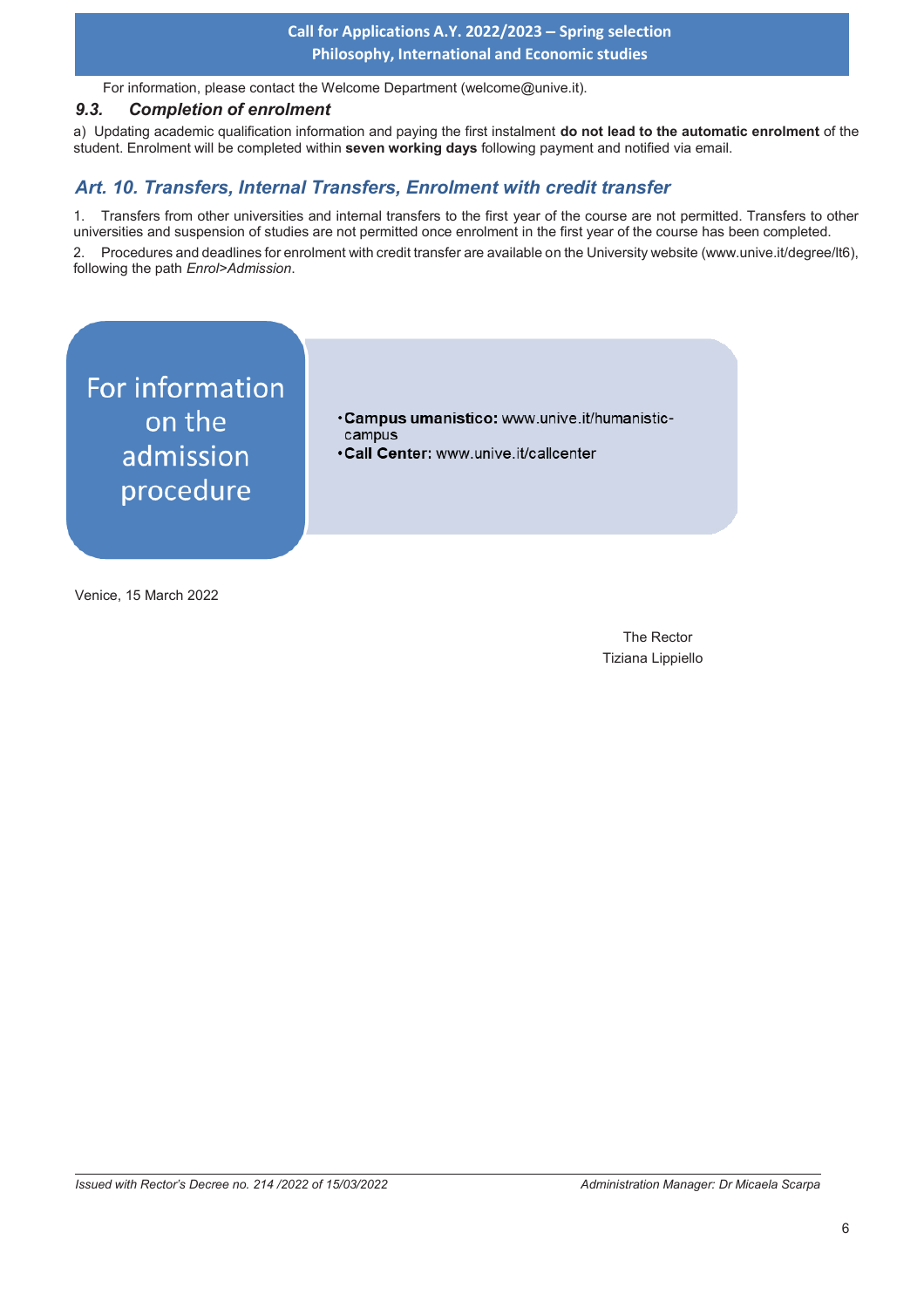For information, please contact the Welcome Department (welcome@unive.it).

### *9.3. Completion of enrolment*

a) Updating academic qualification information and paying the first instalment **do not lead to the automatic enrolment** of the student. Enrolment will be completed within **seven working days** following payment and notified via email.

## *Art. 10. Transfers, Internal Transfers, Enrolment with credit transfer*

1. Transfers from other universities and internal transfers to the first year of the course are not permitted. Transfers to other universities and suspension of studies are not permitted once enrolment in the first year of the course has been completed.

2. Procedures and deadlines for enrolment with credit transfer are available on the University website (www.unive.it/degree/lt6), following the path *Enrol>Admission*.

**For information on the admission procedure**

- **Campus umanistico:** www.unive.it/humanistic-campus
- **Call Center:** www.unive.it/callcenter

Venice, 15 March 2022

The Rector
Tiziana Lippiello

*Issued with Rector's Decree no. 214 /2022 of 15/03/2022*

*Administration Manager: Dr Micaela Scarpa*